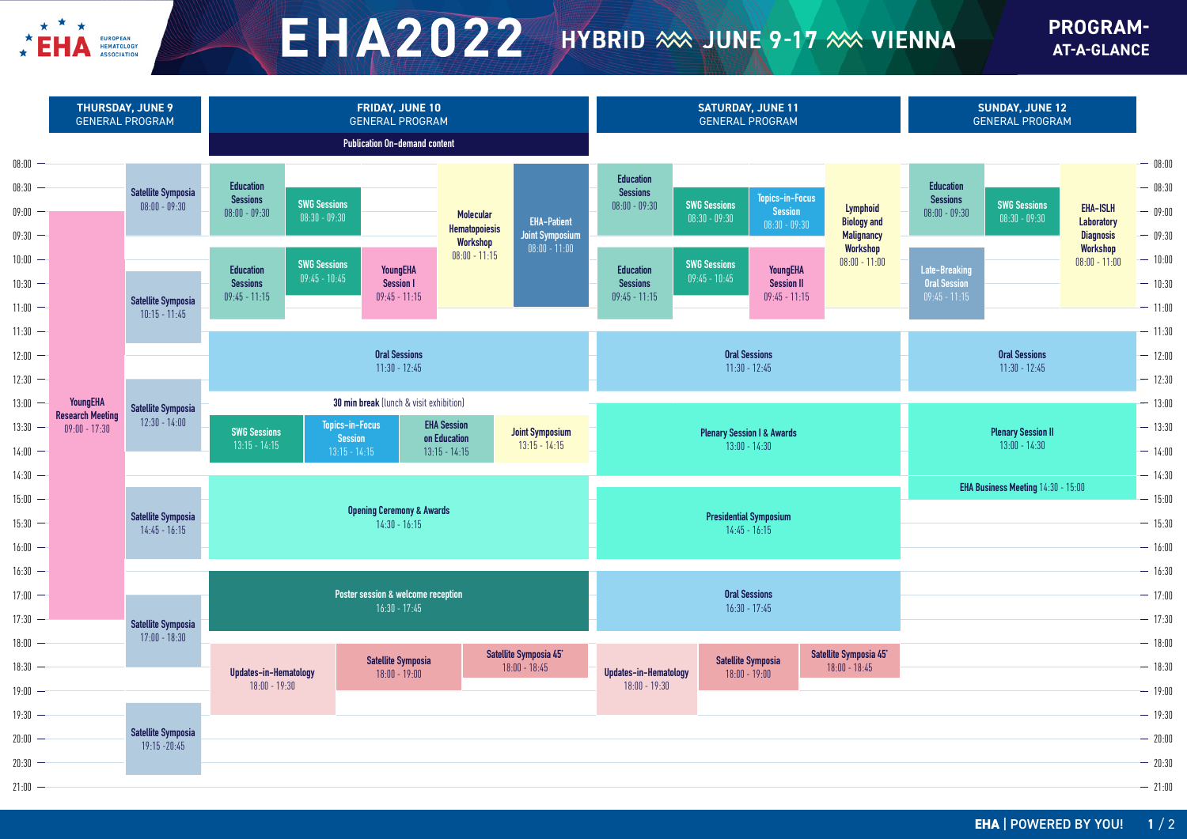# EHA2022 HYBRID — JUNE 9-17 — VIENNA

## PROGRAM-AT-A-GLANCE

### THURSDAY, JUNE 9 — GENERAL PROGRAM

- YoungEHA Research Meeting 09:00 - 17:30
- Satellite Symposia 08:00 - 09:30
- Satellite Symposia 10:15 - 11:45
- Satellite Symposia 12:30 - 14:00
- Satellite Symposia 14:45 - 16:15
- Satellite Symposia 17:00 - 18:30
- Satellite Symposia 19:15 -20:45

### FRIDAY, JUNE 10 — GENERAL PROGRAM

Publication On-demand content

- Education Sessions 08:00 - 09:30
- SWG Sessions 08:30 - 09:30
- Molecular Hematopoiesis Workshop 08:00 - 11:15
- EHA-Patient Joint Symposium 08:00 - 11:00
- Education Sessions 09:45 - 11:15
- SWG Sessions 09:45 - 10:45
- YoungEHA Session I 09:45 - 11:15
- Oral Sessions 11:30 - 12:45
- **30 min break** (lunch & visit exhibition)
- SWG Sessions 13:15 - 14:15
- Topics-in-Focus Session 13:15 - 14:15
- EHA Session on Education 13:15 - 14:15
- Joint Symposium 13:15 - 14:15
- Opening Ceremony & Awards 14:30 - 16:15
- Poster session & welcome reception 16:30 - 17:45
- Updates-in-Hematology 18:00 - 19:30
- Satellite Symposia 18:00 - 19:00
- Satellite Symposia 45' 18:00 - 18:45

### SATURDAY, JUNE 11 — GENERAL PROGRAM

- Education Sessions 08:00 - 09:30
- SWG Sessions 08:30 - 09:30
- Topics-in-Focus Session 08:30 - 09:30
- Lymphoid Biology and Malignancy Workshop 08:00 - 11:00
- Education Sessions 09:45 - 11:15
- SWG Sessions 09:45 - 10:45
- YoungEHA Session II 09:45 - 11:15
- Oral Sessions 11:30 - 12:45
- Plenary Session I & Awards 13:00 - 14:30
- Presidential Symposium 14:45 - 16:15
- Oral Sessions 16:30 - 17:45
- Updates-in-Hematology 18:00 - 19:30
- Satellite Symposia 18:00 - 19:00
- Satellite Symposia 45' 18:00 - 18:45

### SUNDAY, JUNE 12 — GENERAL PROGRAM

- Education Sessions 08:00 - 09:30
- SWG Sessions 08:30 - 09:30
- EHA-ISLH Laboratory Diagnosis Workshop 08:00 - 11:00
- Late-Breaking Oral Session 09:45 - 11:15
- Oral Sessions 11:30 - 12:45
- Plenary Session II 13:00 - 14:30
- EHA Business Meeting 14:30 - 15:00

EHA | POWERED BY YOU!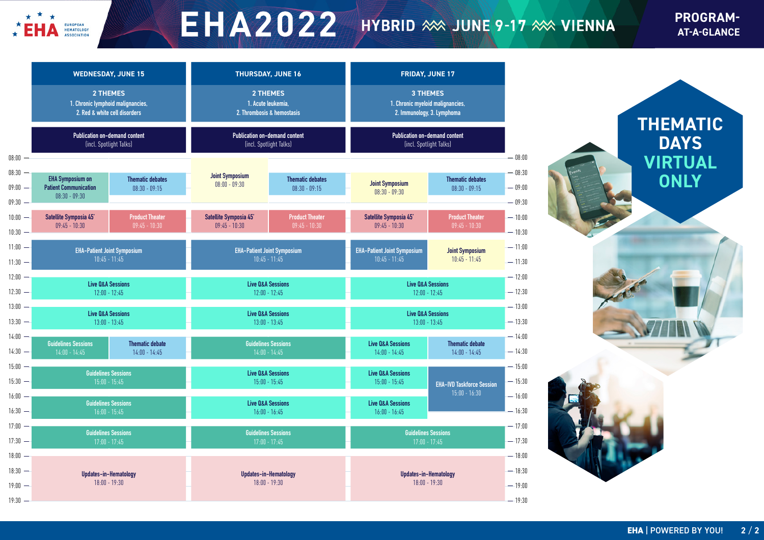# EHA2022 HYBRID JUNE 9-17 VIENNA

## PROGRAM-AT-A-GLANCE

## THEMATIC DAYS VIRTUAL ONLY

| WEDNESDAY, JUNE 15 | | THURSDAY, JUNE 16 | | FRIDAY, JUNE 17 | |
|---|---|---|---|---|---|
| 2 THEMES<br>1. Chronic lymphoid malignancies,<br>2. Red & white cell disorders | | 2 THEMES<br>1. Acute leukemia,<br>2. Thrombosis & hemostasis | | 3 THEMES<br>1. Chronic myeloid malignancies,<br>2. Immunology, 3. Lymphoma | |
| Publication on-demand content (incl. Spotlight Talks) | | Publication on-demand content (incl. Spotlight Talks) | | Publication on-demand content (incl. Spotlight Talks) | |
| | | Joint Symposium 08:00 - 09:30 | | | |
| EHA Symposium on Patient Communication 08:30 - 09:30 | Thematic debates 08:30 - 09:15 | | Thematic debates 08:30 - 09:15 | Joint Symposium 08:30 - 09:30 | Thematic debates 08:30 - 09:15 |
| Satellite Symposia 45' 09:45 - 10:30 | Product Theater 09:45 - 10:30 | Satellite Symposia 45' 09:45 - 10:30 | Product Theater 09:45 - 10:30 | Satellite Symposia 45' 09:45 - 10:30 | Product Theater 09:45 - 10:30 |
| EHA-Patient Joint Symposium 10:45 - 11:45 | | EHA-Patient Joint Symposium 10:45 - 11:45 | | EHA-Patient Joint Symposium 10:45 - 11:45 | Joint Symposium 10:45 - 11:45 |
| Live Q&A Sessions 12:00 - 12:45 | | Live Q&A Sessions 12:00 - 12:45 | | Live Q&A Sessions 12:00 - 12:45 | |
| Live Q&A Sessions 13:00 - 13:45 | | Live Q&A Sessions 13:00 - 13:45 | | Live Q&A Sessions 13:00 - 13:45 | |
| Guidelines Sessions 14:00 - 14:45 | Thematic debate 14:00 - 14:45 | Guidelines Sessions 14:00 - 14:45 | | Live Q&A Sessions 14:00 - 14:45 | Thematic debate 14:00 - 14:45 |
| Guidelines Sessions 15:00 - 15:45 | | Live Q&A Sessions 15:00 - 15:45 | | Live Q&A Sessions 15:00 - 15:45 | EHA-IVD Taskforce Session 15:00 - 16:30 |
| Guidelines Sessions 16:00 - 15:45 | | Live Q&A Sessions 16:00 - 16:45 | | Live Q&A Sessions 16:00 - 16:45 | |
| Guidelines Sessions 17:00 - 17:45 | | Guidelines Sessions 17:00 - 17:45 | | Guidelines Sessions 17:00 - 17:45 | |
| Updates-in-Hematology 18:00 - 19:30 | | Updates-in-Hematology 18:00 - 19:30 | | Updates-in-Hematology 18:00 - 19:30 | |

EHA | POWERED BY YOU!